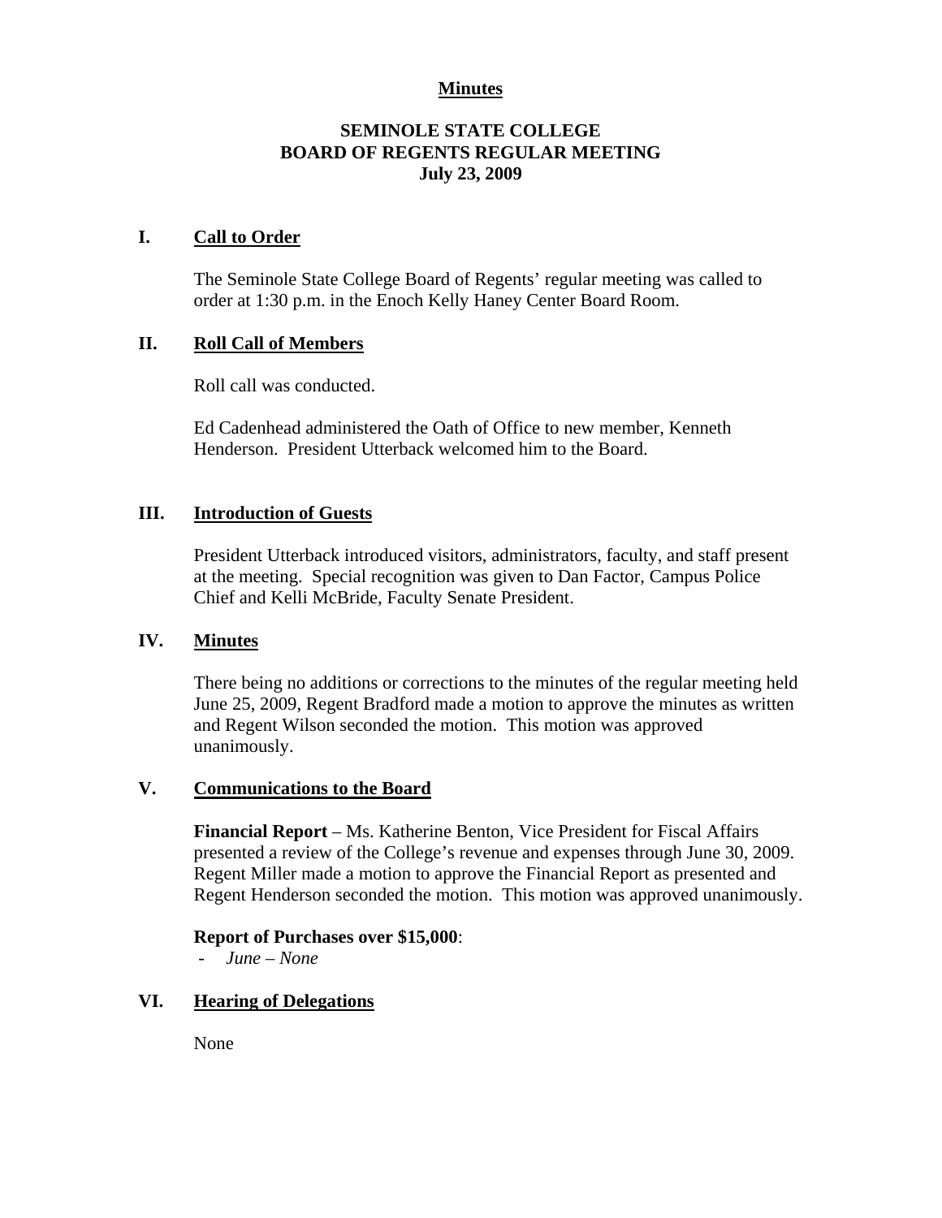**Minutes**

# SEMINOLE STATE COLLEGE
# BOARD OF REGENTS REGULAR MEETING
# July 23, 2009

## I. Call to Order

The Seminole State College Board of Regents' regular meeting was called to order at 1:30 p.m. in the Enoch Kelly Haney Center Board Room.

## II. Roll Call of Members

Roll call was conducted.

Ed Cadenhead administered the Oath of Office to new member, Kenneth Henderson. President Utterback welcomed him to the Board.

## III. Introduction of Guests

President Utterback introduced visitors, administrators, faculty, and staff present at the meeting. Special recognition was given to Dan Factor, Campus Police Chief and Kelli McBride, Faculty Senate President.

## IV. Minutes

There being no additions or corrections to the minutes of the regular meeting held June 25, 2009, Regent Bradford made a motion to approve the minutes as written and Regent Wilson seconded the motion. This motion was approved unanimously.

## V. Communications to the Board

**Financial Report** – Ms. Katherine Benton, Vice President for Fiscal Affairs presented a review of the College's revenue and expenses through June 30, 2009. Regent Miller made a motion to approve the Financial Report as presented and Regent Henderson seconded the motion. This motion was approved unanimously.

**Report of Purchases over $15,000**:

- *June – None*

## VI. Hearing of Delegations

None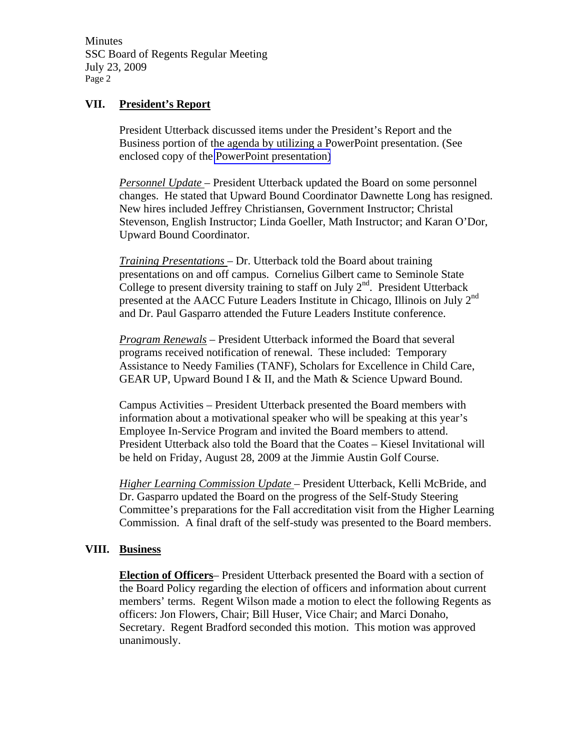## VII. President's Report

President Utterback discussed items under the President's Report and the Business portion of the agenda by utilizing a PowerPoint presentation. (See enclosed copy of the PowerPoint presentation)

*Personnel Update* – President Utterback updated the Board on some personnel changes. He stated that Upward Bound Coordinator Dawnette Long has resigned. New hires included Jeffrey Christiansen, Government Instructor; Christal Stevenson, English Instructor; Linda Goeller, Math Instructor; and Karan O'Dor, Upward Bound Coordinator.

*Training Presentations* – Dr. Utterback told the Board about training presentations on and off campus. Cornelius Gilbert came to Seminole State College to present diversity training to staff on July 2nd. President Utterback presented at the AACC Future Leaders Institute in Chicago, Illinois on July 2nd and Dr. Paul Gasparro attended the Future Leaders Institute conference.

*Program Renewals* – President Utterback informed the Board that several programs received notification of renewal. These included: Temporary Assistance to Needy Families (TANF), Scholars for Excellence in Child Care, GEAR UP, Upward Bound I & II, and the Math & Science Upward Bound.

Campus Activities – President Utterback presented the Board members with information about a motivational speaker who will be speaking at this year's Employee In-Service Program and invited the Board members to attend. President Utterback also told the Board that the Coates – Kiesel Invitational will be held on Friday, August 28, 2009 at the Jimmie Austin Golf Course.

*Higher Learning Commission Update* – President Utterback, Kelli McBride, and Dr. Gasparro updated the Board on the progress of the Self-Study Steering Committee's preparations for the Fall accreditation visit from the Higher Learning Commission. A final draft of the self-study was presented to the Board members.

## VIII. Business

**Election of Officers**– President Utterback presented the Board with a section of the Board Policy regarding the election of officers and information about current members' terms. Regent Wilson made a motion to elect the following Regents as officers: Jon Flowers, Chair; Bill Huser, Vice Chair; and Marci Donaho, Secretary. Regent Bradford seconded this motion. This motion was approved unanimously.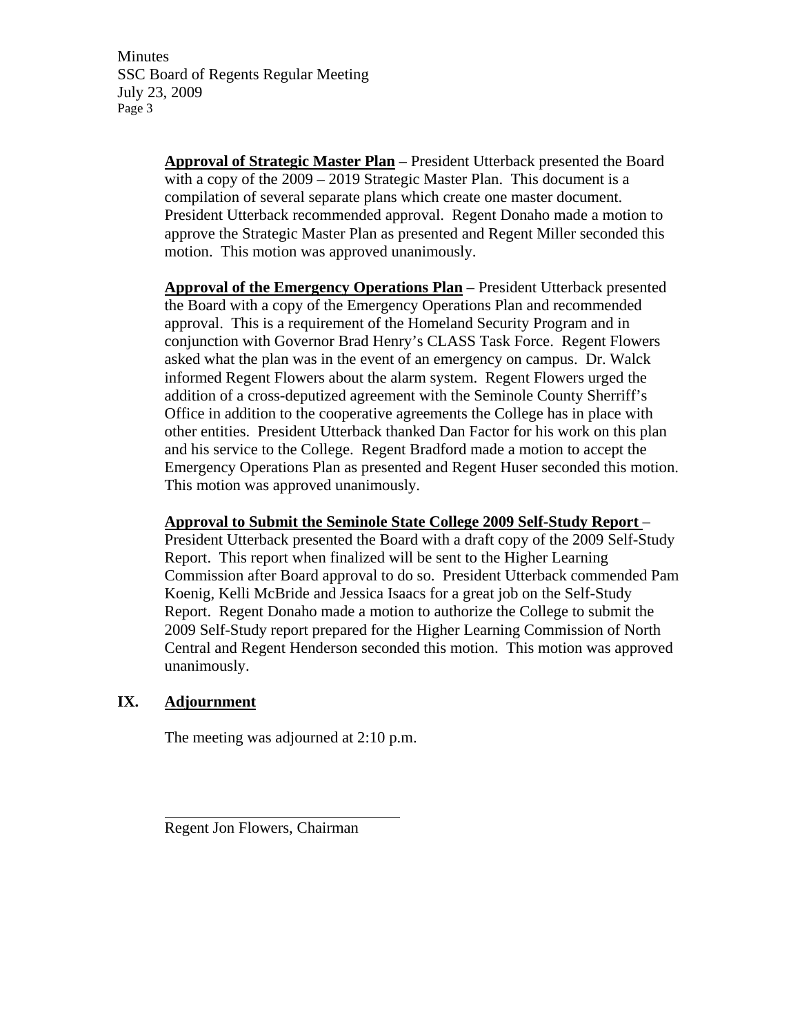**Approval of Strategic Master Plan** – President Utterback presented the Board with a copy of the 2009 – 2019 Strategic Master Plan. This document is a compilation of several separate plans which create one master document. President Utterback recommended approval. Regent Donaho made a motion to approve the Strategic Master Plan as presented and Regent Miller seconded this motion. This motion was approved unanimously.

**Approval of the Emergency Operations Plan** – President Utterback presented the Board with a copy of the Emergency Operations Plan and recommended approval. This is a requirement of the Homeland Security Program and in conjunction with Governor Brad Henry's CLASS Task Force. Regent Flowers asked what the plan was in the event of an emergency on campus. Dr. Walck informed Regent Flowers about the alarm system. Regent Flowers urged the addition of a cross-deputized agreement with the Seminole County Sherriff's Office in addition to the cooperative agreements the College has in place with other entities. President Utterback thanked Dan Factor for his work on this plan and his service to the College. Regent Bradford made a motion to accept the Emergency Operations Plan as presented and Regent Huser seconded this motion. This motion was approved unanimously.

**Approval to Submit the Seminole State College 2009 Self-Study Report** – President Utterback presented the Board with a draft copy of the 2009 Self-Study Report. This report when finalized will be sent to the Higher Learning Commission after Board approval to do so. President Utterback commended Pam Koenig, Kelli McBride and Jessica Isaacs for a great job on the Self-Study Report. Regent Donaho made a motion to authorize the College to submit the 2009 Self-Study report prepared for the Higher Learning Commission of North Central and Regent Henderson seconded this motion. This motion was approved unanimously.

## IX. Adjournment

The meeting was adjourned at 2:10 p.m.

\_\_\_\_\_\_\_\_\_\_\_\_\_\_\_\_\_\_\_\_\_\_\_\_\_\_\_\_\_\_

Regent Jon Flowers, Chairman